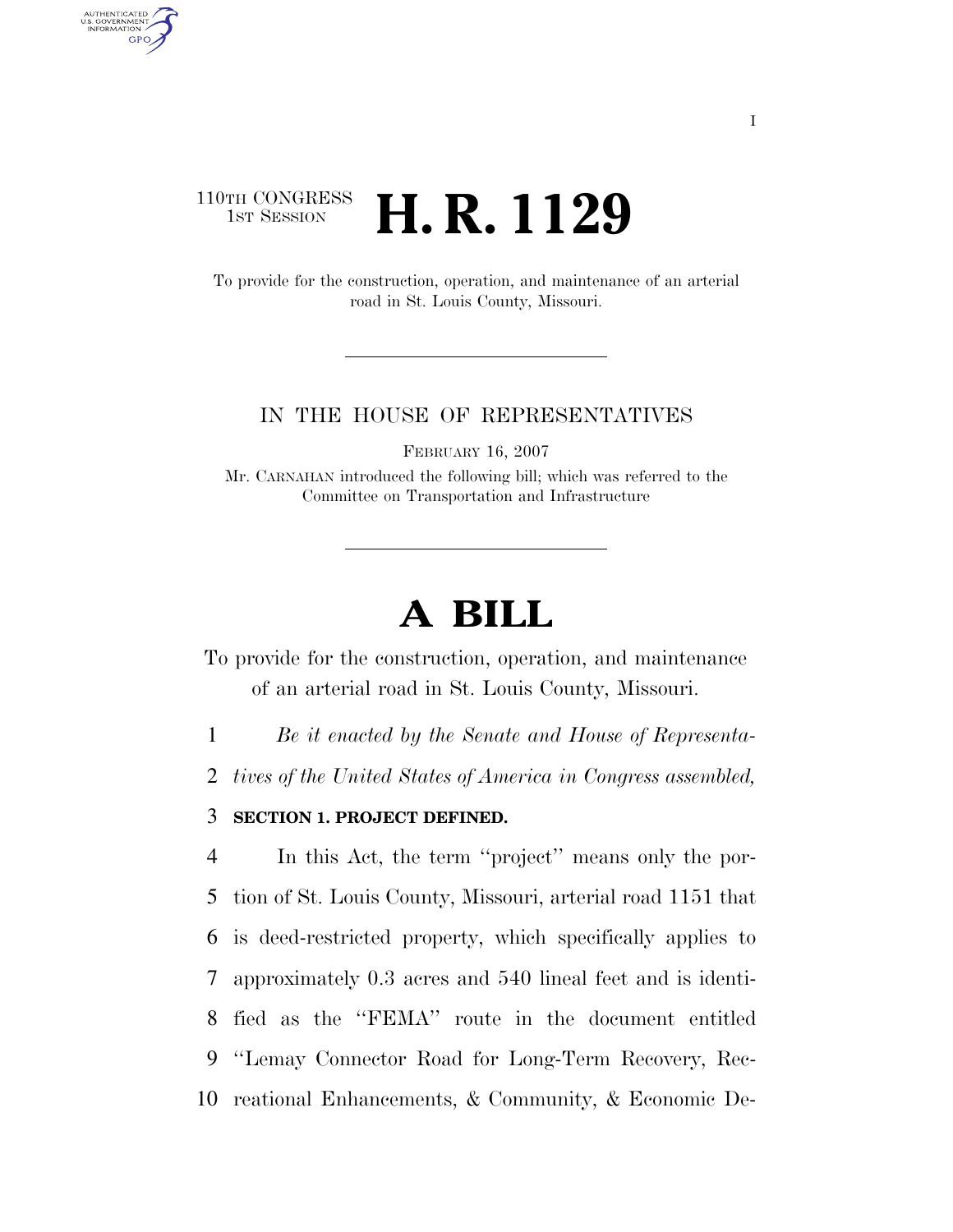110TH CONGRESS
1ST SESSION

# H. R. 1129

To provide for the construction, operation, and maintenance of an arterial road in St. Louis County, Missouri.

---

IN THE HOUSE OF REPRESENTATIVES

FEBRUARY 16, 2007

Mr. CARNAHAN introduced the following bill; which was referred to the Committee on Transportation and Infrastructure

---

# A BILL

To provide for the construction, operation, and maintenance of an arterial road in St. Louis County, Missouri.

1 *Be it enacted by the Senate and House of Representa-*
2 *tives of the United States of America in Congress assembled,*

3 **SECTION 1. PROJECT DEFINED.**

4 In this Act, the term ''project'' means only the por-
5 tion of St. Louis County, Missouri, arterial road 1151 that
6 is deed-restricted property, which specifically applies to
7 approximately 0.3 acres and 540 lineal feet and is identi-
8 fied as the ''FEMA'' route in the document entitled
9 ''Lemay Connector Road for Long-Term Recovery, Rec-
10 reational Enhancements, & Community, & Economic De-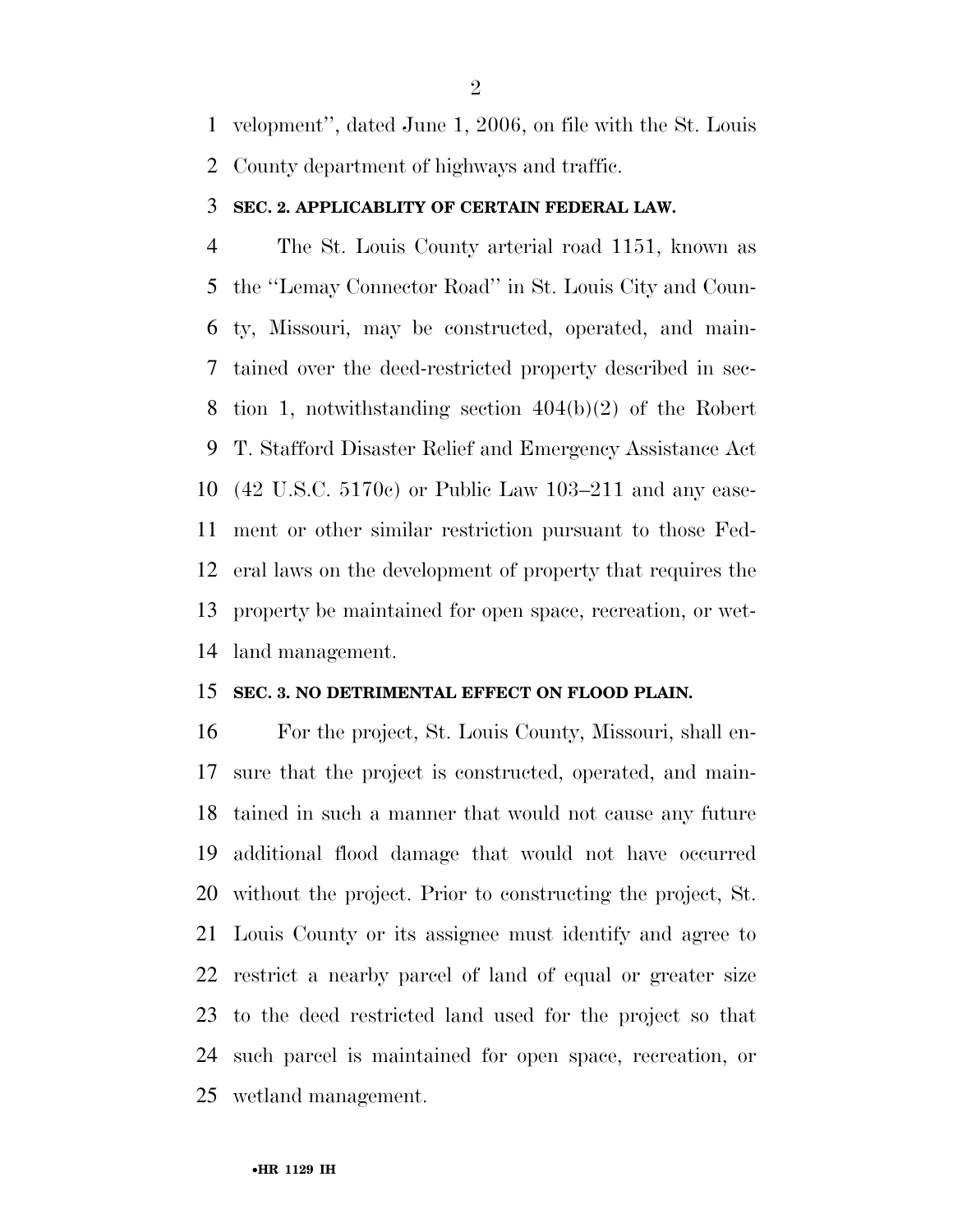velopment'', dated June 1, 2006, on file with the St. Louis County department of highways and traffic.

**SEC. 2. APPLICABLITY OF CERTAIN FEDERAL LAW.**

The St. Louis County arterial road 1151, known as the ''Lemay Connector Road'' in St. Louis City and County, Missouri, may be constructed, operated, and maintained over the deed-restricted property described in section 1, notwithstanding section 404(b)(2) of the Robert T. Stafford Disaster Relief and Emergency Assistance Act (42 U.S.C. 5170c) or Public Law 103–211 and any easement or other similar restriction pursuant to those Federal laws on the development of property that requires the property be maintained for open space, recreation, or wetland management.

**SEC. 3. NO DETRIMENTAL EFFECT ON FLOOD PLAIN.**

For the project, St. Louis County, Missouri, shall ensure that the project is constructed, operated, and maintained in such a manner that would not cause any future additional flood damage that would not have occurred without the project. Prior to constructing the project, St. Louis County or its assignee must identify and agree to restrict a nearby parcel of land of equal or greater size to the deed restricted land used for the project so that such parcel is maintained for open space, recreation, or wetland management.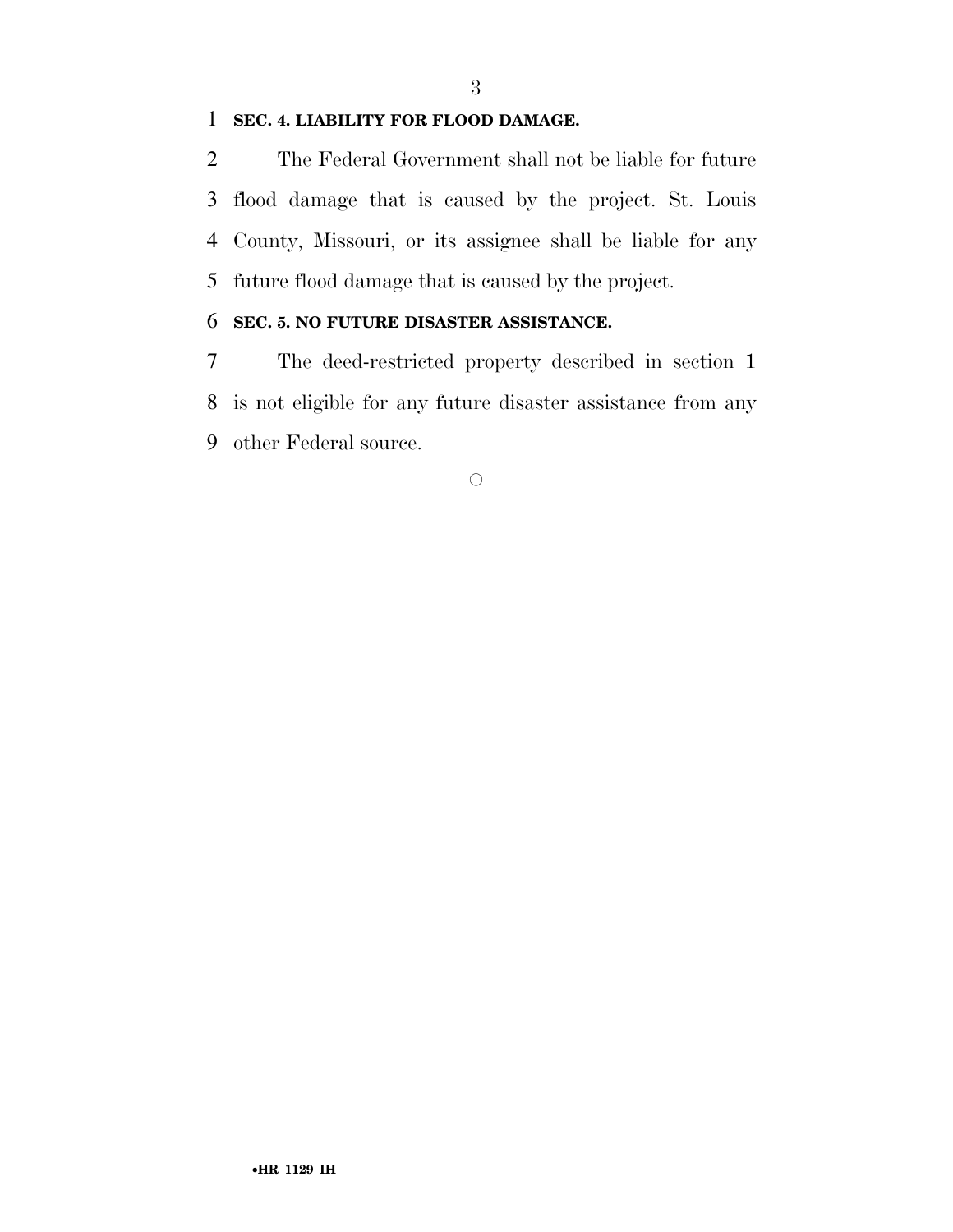**SEC. 4. LIABILITY FOR FLOOD DAMAGE.**

The Federal Government shall not be liable for future flood damage that is caused by the project. St. Louis County, Missouri, or its assignee shall be liable for any future flood damage that is caused by the project.

**SEC. 5. NO FUTURE DISASTER ASSISTANCE.**

The deed-restricted property described in section 1 is not eligible for any future disaster assistance from any other Federal source.

○